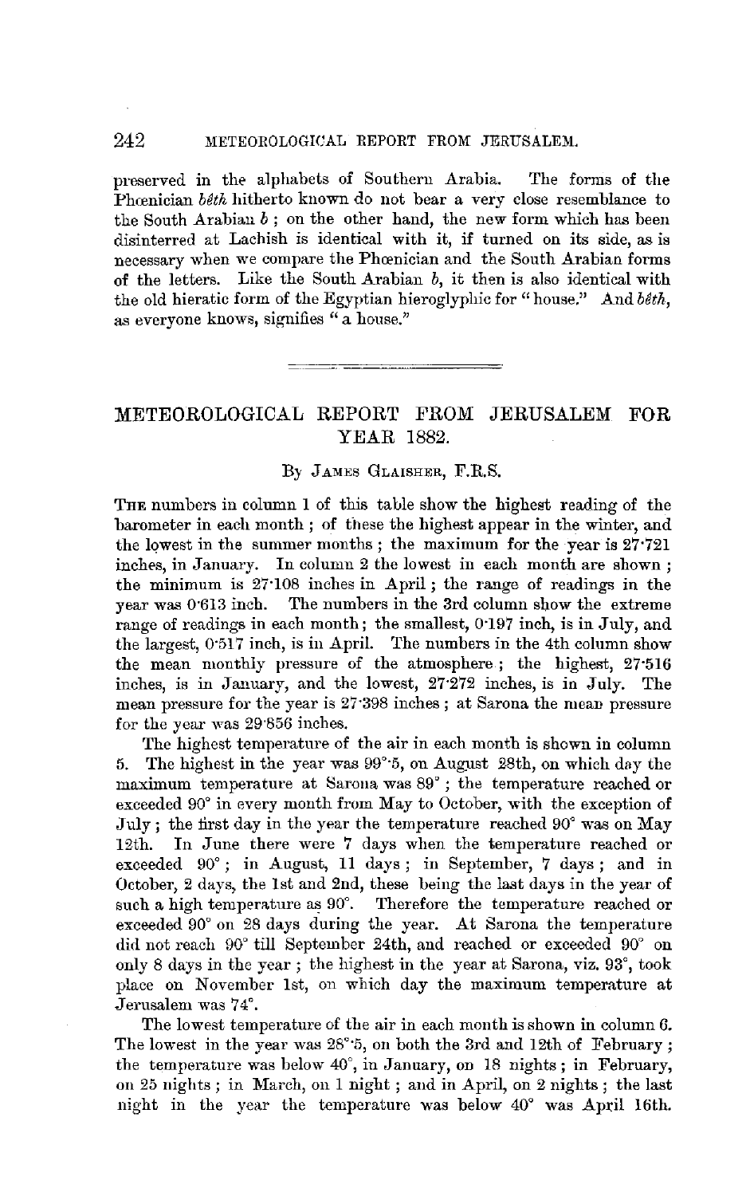preserved in the alphabets of Southern Arabia. The forms of the Phœnician *bêth* hitherto known do not bear a very close resemblance to the South Arabian *b*; on the other hand, the new form which has been disinterred at Lachish is identical with it, if turned on its side, as is necessary when we compare the Phœnician and the South Arabian forms of the letters. Like the South Arabian *b*, it then is also identical with the old hieratic form of the Egyptian hieroglyphic for "house." And *bêth*, as everyone knows, signifies "a house."

---

## METEOROLOGICAL REPORT FROM JERUSALEM FOR YEAR 1882.

By James Glaisher, F.R.S.

The numbers in column 1 of this table show the highest reading of the barometer in each month; of these the highest appear in the winter, and the lowest in the summer months; the maximum for the year is 27·721 inches, in January. In column 2 the lowest in each month are shown; the minimum is 27·108 inches in April; the range of readings in the year was 0·613 inch. The numbers in the 3rd column show the extreme range of readings in each month; the smallest, 0·197 inch, is in July, and the largest, 0·517 inch, is in April. The numbers in the 4th column show the mean monthly pressure of the atmosphere; the highest, 27·516 inches, is in January, and the lowest, 27·272 inches, is in July. The mean pressure for the year is 27·398 inches; at Sarona the mean pressure for the year was 29·856 inches.

The highest temperature of the air in each month is shown in column 5. The highest in the year was 99°·5, on August 28th, on which day the maximum temperature at Sarona was 89°; the temperature reached or exceeded 90° in every month from May to October, with the exception of July; the first day in the year the temperature reached 90° was on May 12th. In June there were 7 days when the temperature reached or exceeded 90°; in August, 11 days; in September, 7 days; and in October, 2 days, the 1st and 2nd, these being the last days in the year of such a high temperature as 90°. Therefore the temperature reached or exceeded 90° on 28 days during the year. At Sarona the temperature did not reach 90° till September 24th, and reached or exceeded 90° on only 8 days in the year; the highest in the year at Sarona, viz. 93°, took place on November 1st, on which day the maximum temperature at Jerusalem was 74°.

The lowest temperature of the air in each month is shown in column 6. The lowest in the year was 28°·5, on both the 3rd and 12th of February; the temperature was below 40°, in January, on 18 nights; in February, on 25 nights; in March, on 1 night; and in April, on 2 nights; the last night in the year the temperature was below 40° was April 16th.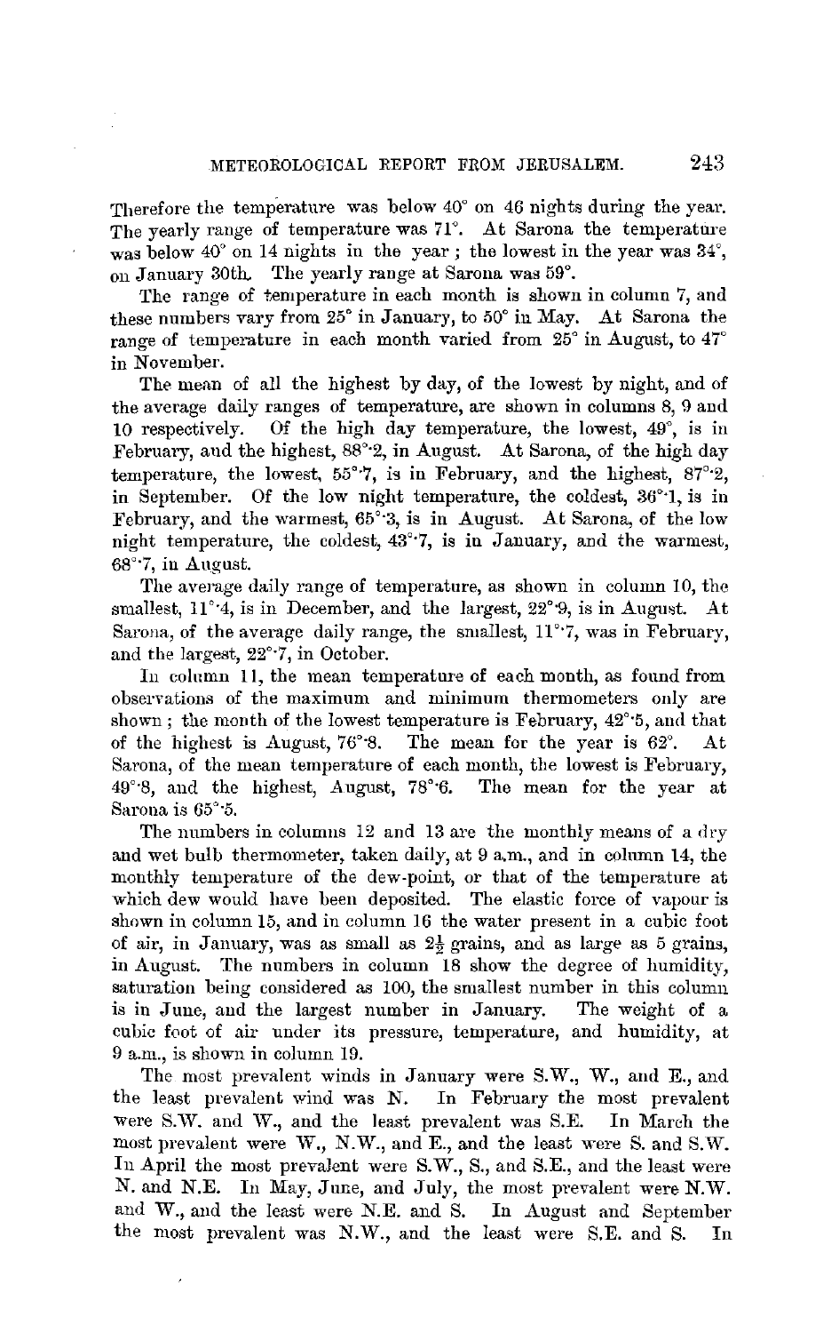Therefore the temperature was below 40° on 46 nights during the year. The yearly range of temperature was 71°. At Sarona the temperature was below 40° on 14 nights in the year; the lowest in the year was 34°, on January 30th. The yearly range at Sarona was 59°.

The range of temperature in each month is shown in column 7, and these numbers vary from 25° in January, to 50° in May. At Sarona the range of temperature in each month varied from 25° in August, to 47° in November.

The mean of all the highest by day, of the lowest by night, and of the average daily ranges of temperature, are shown in columns 8, 9 and 10 respectively. Of the high day temperature, the lowest, 49°, is in February, and the highest, 88°·2, in August. At Sarona, of the high day temperature, the lowest, 55°·7, is in February, and the highest, 87°·2, in September. Of the low night temperature, the coldest, 36°·1, is in February, and the warmest, 65°·3, is in August. At Sarona, of the low night temperature, the coldest, 43°·7, is in January, and the warmest, 68°·7, in August.

The average daily range of temperature, as shown in column 10, the smallest, 11°·4, is in December, and the largest, 22°·9, is in August. At Sarona, of the average daily range, the smallest, 11°·7, was in February, and the largest, 22°·7, in October.

In column 11, the mean temperature of each month, as found from observations of the maximum and minimum thermometers only are shown; the month of the lowest temperature is February, 42°·5, and that of the highest is August, 76°·8. The mean for the year is 62°. At Sarona, of the mean temperature of each month, the lowest is February, 49°·8, and the highest, August, 78°·6. The mean for the year at Sarona is 65°·5.

The numbers in columns 12 and 13 are the monthly means of a dry and wet bulb thermometer, taken daily, at 9 a.m., and in column 14, the monthly temperature of the dew-point, or that of the temperature at which dew would have been deposited. The elastic force of vapour is shown in column 15, and in column 16 the water present in a cubic foot of air, in January, was as small as $2\frac{1}{2}$ grains, and as large as 5 grains, in August. The numbers in column 18 show the degree of humidity, saturation being considered as 100, the smallest number in this column is in June, and the largest number in January. The weight of a cubic foot of air under its pressure, temperature, and humidity, at 9 a.m., is shown in column 19.

The most prevalent winds in January were S.W., W., and E., and the least prevalent wind was N. In February the most prevalent were S.W. and W., and the least prevalent was S.E. In March the most prevalent were W., N.W., and E., and the least were S. and S.W. In April the most prevalent were S.W., S., and S.E., and the least were N. and N.E. In May, June, and July, the most prevalent were N.W. and W., and the least were N.E. and S. In August and September the most prevalent was N.W., and the least were S.E. and S. In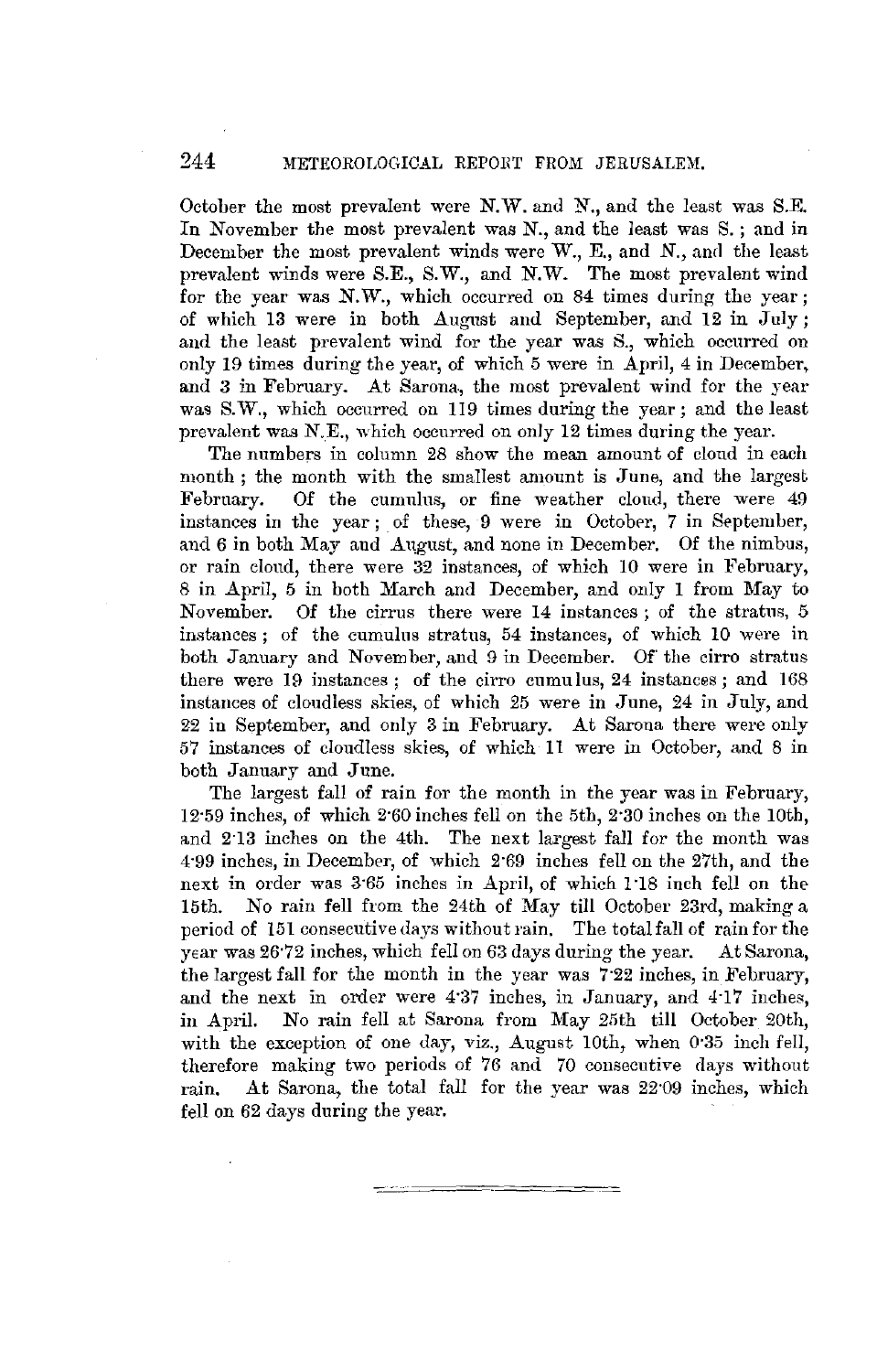October the most prevalent were N.W. and N., and the least was S.E. In November the most prevalent was N., and the least was S.; and in December the most prevalent winds were W., E., and N., and the least prevalent winds were S.E., S.W., and N.W. The most prevalent wind for the year was N.W., which occurred on 84 times during the year; of which 13 were in both August and September, and 12 in July; and the least prevalent wind for the year was S., which occurred on only 19 times during the year, of which 5 were in April, 4 in December, and 3 in February. At Sarona, the most prevalent wind for the year was S.W., which occurred on 119 times during the year; and the least prevalent was N.E., which occurred on only 12 times during the year.

The numbers in column 28 show the mean amount of cloud in each month; the month with the smallest amount is June, and the largest February. Of the cumulus, or fine weather cloud, there were 49 instances in the year; of these, 9 were in October, 7 in September, and 6 in both May and August, and none in December. Of the nimbus, or rain cloud, there were 32 instances, of which 10 were in February, 8 in April, 5 in both March and December, and only 1 from May to November. Of the cirrus there were 14 instances; of the stratus, 5 instances; of the cumulus stratus, 54 instances, of which 10 were in both January and November, and 9 in December. Of the cirro stratus there were 19 instances; of the cirro cumulus, 24 instances; and 168 instances of cloudless skies, of which 25 were in June, 24 in July, and 22 in September, and only 3 in February. At Sarona there were only 57 instances of cloudless skies, of which 11 were in October, and 8 in both January and June.

The largest fall of rain for the month in the year was in February, 12·59 inches, of which 2·60 inches fell on the 5th, 2·30 inches on the 10th, and 2·13 inches on the 4th. The next largest fall for the month was 4·99 inches, in December, of which 2·69 inches fell on the 27th, and the next in order was 3·65 inches in April, of which 1·18 inch fell on the 15th. No rain fell from the 24th of May till October 23rd, making a period of 151 consecutive days without rain. The total fall of rain for the year was 26·72 inches, which fell on 63 days during the year. At Sarona, the largest fall for the month in the year was 7·22 inches, in February, and the next in order were 4·37 inches, in January, and 4·17 inches, in April. No rain fell at Sarona from May 25th till October 20th, with the exception of one day, viz., August 10th, when 0·35 inch fell, therefore making two periods of 76 and 70 consecutive days without rain. At Sarona, the total fall for the year was 22·09 inches, which fell on 62 days during the year.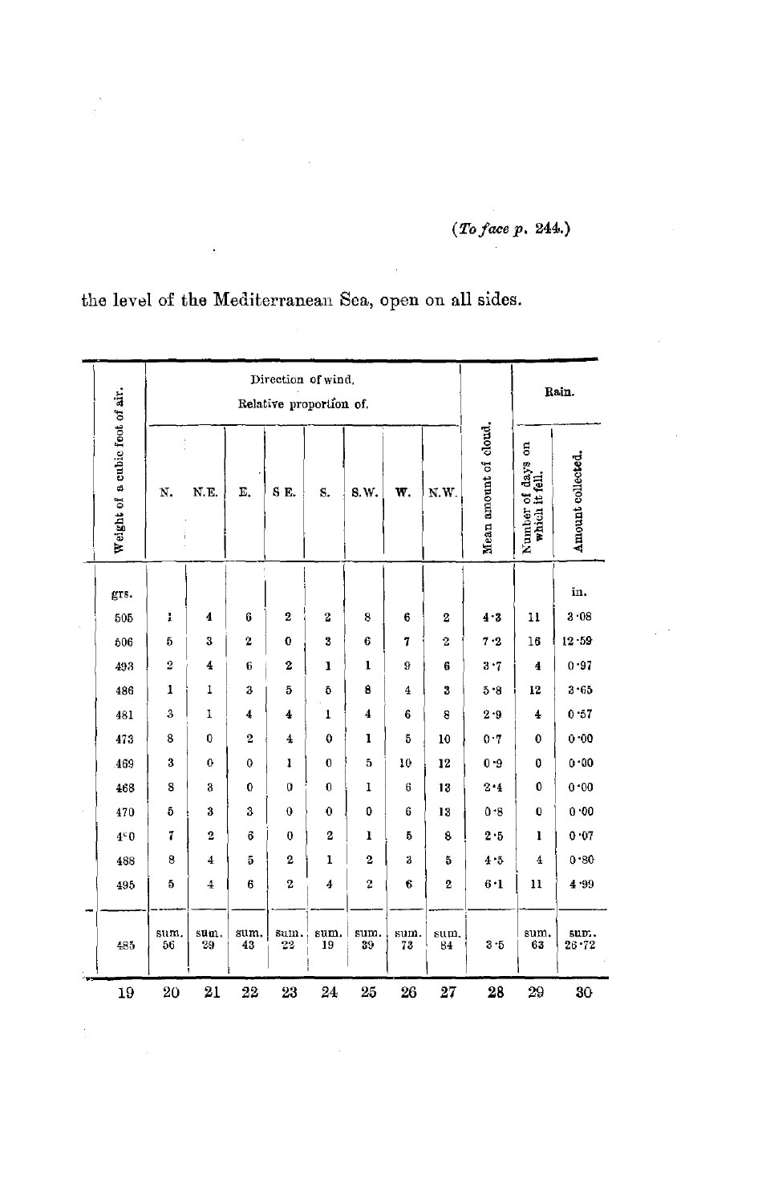(*To face p.* 244.)

the level of the Mediterranean Sea, open on all sides.

| Weight of a cubic foot of air. | Direction of wind. Relative proportion of. | | | | | | | | Mean amount of cloud. | Rain. | |
|---|---|---|---|---|---|---|---|---|---|---|---|
| | N. | N.E. | E. | S E. | S. | S.W. | W. | N.W. | | Number of days on which it fell. | Amount collected. |
| grs. | | | | | | | | | | | in. |
| 505 | 1 | 4 | 6 | 2 | 2 | 8 | 6 | 2 | 4·3 | 11 | 3·08 |
| 506 | 5 | 3 | 2 | 0 | 3 | 6 | 7 | 2 | 7·2 | 16 | 12·59 |
| 493 | 2 | 4 | 6 | 2 | 1 | 1 | 9 | 6 | 3·7 | 4 | 0·97 |
| 486 | 1 | 1 | 3 | 5 | 5 | 8 | 4 | 3 | 5·8 | 12 | 3·65 |
| 481 | 3 | 1 | 4 | 4 | 1 | 4 | 6 | 8 | 2·9 | 4 | 0·57 |
| 473 | 8 | 0 | 2 | 4 | 0 | 1 | 5 | 10 | 0·7 | 0 | 0·00 |
| 469 | 3 | 0 | 0 | 1 | 0 | 5 | 10 | 12 | 0·9 | 0 | 0·00 |
| 468 | 8 | 3 | 0 | 0 | 0 | 1 | 6 | 13 | 2·4 | 0 | 0·00 |
| 470 | 5 | 3 | 3 | 0 | 0 | 0 | 6 | 13 | 0·8 | 0 | 0·00 |
| 4c0 | 7 | 2 | 6 | 0 | 2 | 1 | 5 | 8 | 2·5 | 1 | 0·07 |
| 488 | 8 | 4 | 5 | 2 | 1 | 2 | 3 | 5 | 4·5 | 4 | 0·80 |
| 495 | 5 | 4 | 6 | 2 | 4 | 2 | 6 | 2 | 6·1 | 11 | 4·99 |
| 485 | sum. 56 | sum. 29 | sum. 43 | sum. 22 | sum. 19 | sum. 39 | sum. 73 | sum. 84 | 3·5 | sum. 63 | sum. 26·72 |
| 19 | 20 | 21 | 22 | 23 | 24 | 25 | 26 | 27 | 28 | 29 | 30 |